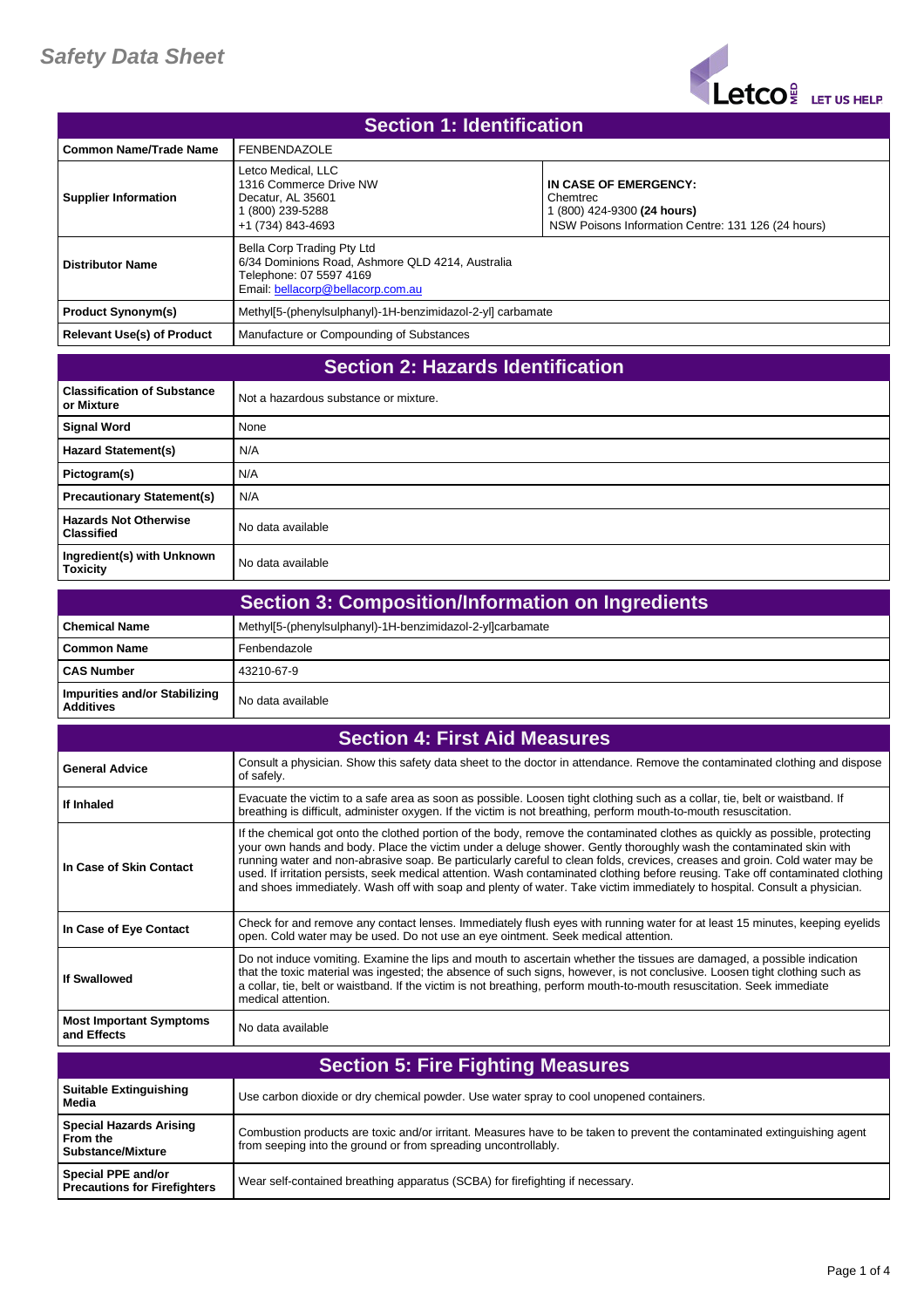# Safety Data Sheet

## Section 1: Identification

| | | |
|---|---|---|
| **Common Name/Trade Name** | FENBENDAZOLE | |
| **Supplier Information** | Letco Medical, LLC<br>1316 Commerce Drive NW<br>Decatur, AL 35601<br>1 (800) 239-5288<br>+1 (734) 843-4693 | **IN CASE OF EMERGENCY:**<br>Chemtrec<br>1 (800) 424-9300 **(24 hours)**<br>NSW Poisons Information Centre: 131 126 (24 hours) |
| **Distributor Name** | Bella Corp Trading Pty Ltd<br>6/34 Dominions Road, Ashmore QLD 4214, Australia<br>Telephone: 07 5597 4169<br>Email: bellacorp@bellacorp.com.au | |
| **Product Synonym(s)** | Methyl[5-(phenylsulphanyl)-1H-benzimidazol-2-yl] carbamate | |
| **Relevant Use(s) of Product** | Manufacture or Compounding of Substances | |

## Section 2: Hazards Identification

| | |
|---|---|
| **Classification of Substance or Mixture** | Not a hazardous substance or mixture. |
| **Signal Word** | None |
| **Hazard Statement(s)** | N/A |
| **Pictogram(s)** | N/A |
| **Precautionary Statement(s)** | N/A |
| **Hazards Not Otherwise Classified** | No data available |
| **Ingredient(s) with Unknown Toxicity** | No data available |

## Section 3: Composition/Information on Ingredients

| | |
|---|---|
| **Chemical Name** | Methyl[5-(phenylsulphanyl)-1H-benzimidazol-2-yl]carbamate |
| **Common Name** | Fenbendazole |
| **CAS Number** | 43210-67-9 |
| **Impurities and/or Stabilizing Additives** | No data available |

## Section 4: First Aid Measures

| | |
|---|---|
| **General Advice** | Consult a physician. Show this safety data sheet to the doctor in attendance. Remove the contaminated clothing and dispose of safely. |
| **If Inhaled** | Evacuate the victim to a safe area as soon as possible. Loosen tight clothing such as a collar, tie, belt or waistband. If breathing is difficult, administer oxygen. If the victim is not breathing, perform mouth-to-mouth resuscitation. |
| **In Case of Skin Contact** | If the chemical got onto the clothed portion of the body, remove the contaminated clothes as quickly as possible, protecting your own hands and body. Place the victim under a deluge shower. Gently thoroughly wash the contaminated skin with running water and non-abrasive soap. Be particularly careful to clean folds, crevices, creases and groin. Cold water may be used. If irritation persists, seek medical attention. Wash contaminated clothing before reusing. Take off contaminated clothing and shoes immediately. Wash off with soap and plenty of water. Take victim immediately to hospital. Consult a physician. |
| **In Case of Eye Contact** | Check for and remove any contact lenses. Immediately flush eyes with running water for at least 15 minutes, keeping eyelids open. Cold water may be used. Do not use an eye ointment. Seek medical attention. |
| **If Swallowed** | Do not induce vomiting. Examine the lips and mouth to ascertain whether the tissues are damaged, a possible indication that the toxic material was ingested; the absence of such signs, however, is not conclusive. Loosen tight clothing such as a collar, tie, belt or waistband. If the victim is not breathing, perform mouth-to-mouth resuscitation. Seek immediate medical attention. |
| **Most Important Symptoms and Effects** | No data available |

## Section 5: Fire Fighting Measures

| | |
|---|---|
| **Suitable Extinguishing Media** | Use carbon dioxide or dry chemical powder. Use water spray to cool unopened containers. |
| **Special Hazards Arising From the Substance/Mixture** | Combustion products are toxic and/or irritant. Measures have to be taken to prevent the contaminated extinguishing agent from seeping into the ground or from spreading uncontrollably. |
| **Special PPE and/or Precautions for Firefighters** | Wear self-contained breathing apparatus (SCBA) for firefighting if necessary. |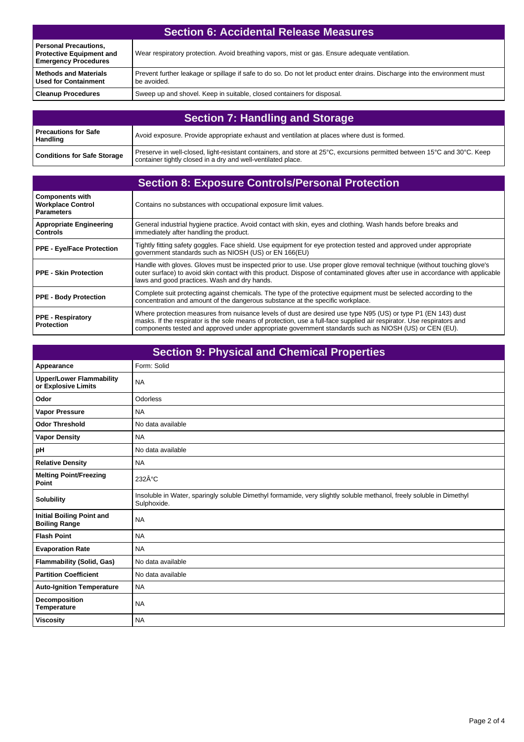## Section 6: Accidental Release Measures

| | |
|---|---|
| **Personal Precautions, Protective Equipment and Emergency Procedures** | Wear respiratory protection. Avoid breathing vapors, mist or gas. Ensure adequate ventilation. |
| **Methods and Materials Used for Containment** | Prevent further leakage or spillage if safe to do so. Do not let product enter drains. Discharge into the environment must be avoided. |
| **Cleanup Procedures** | Sweep up and shovel. Keep in suitable, closed containers for disposal. |

## Section 7: Handling and Storage

| | |
|---|---|
| **Precautions for Safe Handling** | Avoid exposure. Provide appropriate exhaust and ventilation at places where dust is formed. |
| **Conditions for Safe Storage** | Preserve in well-closed, light-resistant containers, and store at 25°C, excursions permitted between 15°C and 30°C. Keep container tightly closed in a dry and well-ventilated place. |

## Section 8: Exposure Controls/Personal Protection

| | |
|---|---|
| **Components with Workplace Control Parameters** | Contains no substances with occupational exposure limit values. |
| **Appropriate Engineering Controls** | General industrial hygiene practice. Avoid contact with skin, eyes and clothing. Wash hands before breaks and immediately after handling the product. |
| **PPE - Eye/Face Protection** | Tightly fitting safety goggles. Face shield. Use equipment for eye protection tested and approved under appropriate government standards such as NIOSH (US) or EN 166(EU) |
| **PPE - Skin Protection** | Handle with gloves. Gloves must be inspected prior to use. Use proper glove removal technique (without touching glove's outer surface) to avoid skin contact with this product. Dispose of contaminated gloves after use in accordance with applicable laws and good practices. Wash and dry hands. |
| **PPE - Body Protection** | Complete suit protecting against chemicals. The type of the protective equipment must be selected according to the concentration and amount of the dangerous substance at the specific workplace. |
| **PPE - Respiratory Protection** | Where protection measures from nuisance levels of dust are desired use type N95 (US) or type P1 (EN 143) dust masks. If the respirator is the sole means of protection, use a full-face supplied air respirator. Use respirators and components tested and approved under appropriate government standards such as NIOSH (US) or CEN (EU). |

## Section 9: Physical and Chemical Properties

| | |
|---|---|
| **Appearance** | Form: Solid |
| **Upper/Lower Flammability or Explosive Limits** | NA |
| **Odor** | Odorless |
| **Vapor Pressure** | NA |
| **Odor Threshold** | No data available |
| **Vapor Density** | NA |
| **pH** | No data available |
| **Relative Density** | NA |
| **Melting Point/Freezing Point** | 232Â°C |
| **Solubility** | Insoluble in Water, sparingly soluble Dimethyl formamide, very slightly soluble methanol, freely soluble in Dimethyl Sulphoxide. |
| **Initial Boiling Point and Boiling Range** | NA |
| **Flash Point** | NA |
| **Evaporation Rate** | NA |
| **Flammability (Solid, Gas)** | No data available |
| **Partition Coefficient** | No data available |
| **Auto-Ignition Temperature** | NA |
| **Decomposition Temperature** | NA |
| **Viscosity** | NA |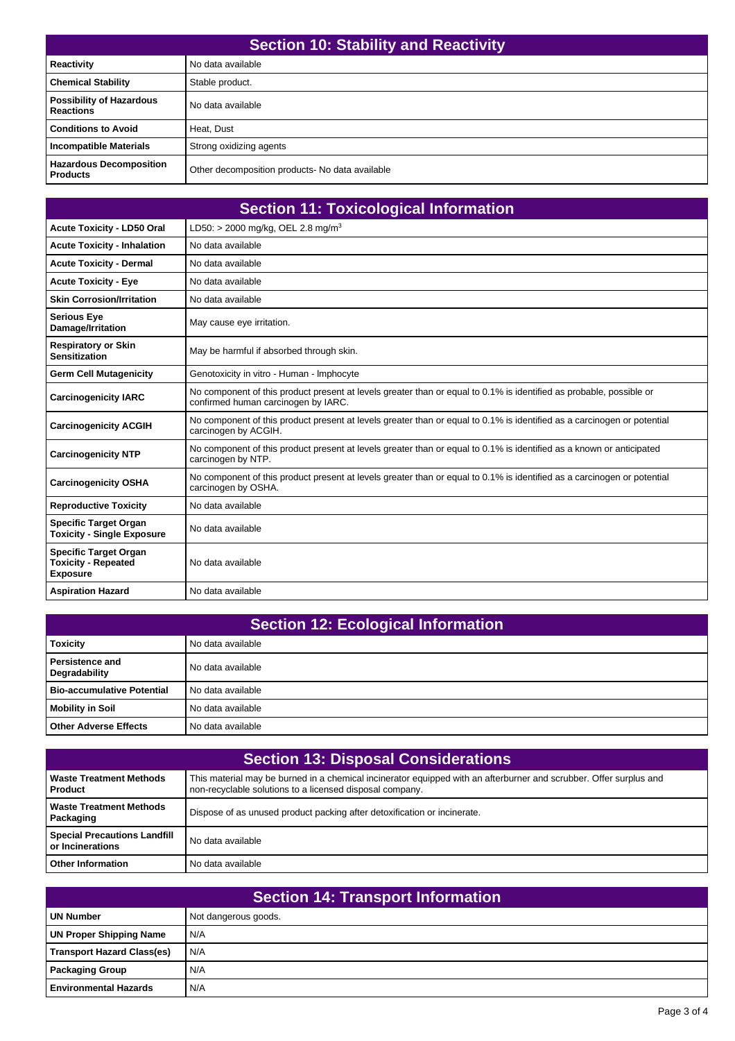## Section 10: Stability and Reactivity

| | |
|---|---|
| **Reactivity** | No data available |
| **Chemical Stability** | Stable product. |
| **Possibility of Hazardous Reactions** | No data available |
| **Conditions to Avoid** | Heat, Dust |
| **Incompatible Materials** | Strong oxidizing agents |
| **Hazardous Decomposition Products** | Other decomposition products- No data available |

## Section 11: Toxicological Information

| | |
|---|---|
| **Acute Toxicity - LD50 Oral** | LD50: > 2000 mg/kg, OEL 2.8 mg/m$^3$ |
| **Acute Toxicity - Inhalation** | No data available |
| **Acute Toxicity - Dermal** | No data available |
| **Acute Toxicity - Eye** | No data available |
| **Skin Corrosion/Irritation** | No data available |
| **Serious Eye Damage/Irritation** | May cause eye irritation. |
| **Respiratory or Skin Sensitization** | May be harmful if absorbed through skin. |
| **Germ Cell Mutagenicity** | Genotoxicity in vitro - Human - lmphocyte |
| **Carcinogenicity IARC** | No component of this product present at levels greater than or equal to 0.1% is identified as probable, possible or confirmed human carcinogen by IARC. |
| **Carcinogenicity ACGIH** | No component of this product present at levels greater than or equal to 0.1% is identified as a carcinogen or potential carcinogen by ACGIH. |
| **Carcinogenicity NTP** | No component of this product present at levels greater than or equal to 0.1% is identified as a known or anticipated carcinogen by NTP. |
| **Carcinogenicity OSHA** | No component of this product present at levels greater than or equal to 0.1% is identified as a carcinogen or potential carcinogen by OSHA. |
| **Reproductive Toxicity** | No data available |
| **Specific Target Organ Toxicity - Single Exposure** | No data available |
| **Specific Target Organ Toxicity - Repeated Exposure** | No data available |
| **Aspiration Hazard** | No data available |

## Section 12: Ecological Information

| | |
|---|---|
| **Toxicity** | No data available |
| **Persistence and Degradability** | No data available |
| **Bio-accumulative Potential** | No data available |
| **Mobility in Soil** | No data available |
| **Other Adverse Effects** | No data available |

## Section 13: Disposal Considerations

| | |
|---|---|
| **Waste Treatment Methods Product** | This material may be burned in a chemical incinerator equipped with an afterburner and scrubber. Offer surplus and non-recyclable solutions to a licensed disposal company. |
| **Waste Treatment Methods Packaging** | Dispose of as unused product packing after detoxification or incinerate. |
| **Special Precautions Landfill or Incinerations** | No data available |
| **Other Information** | No data available |

## Section 14: Transport Information

| | |
|---|---|
| **UN Number** | Not dangerous goods. |
| **UN Proper Shipping Name** | N/A |
| **Transport Hazard Class(es)** | N/A |
| **Packaging Group** | N/A |
| **Environmental Hazards** | N/A |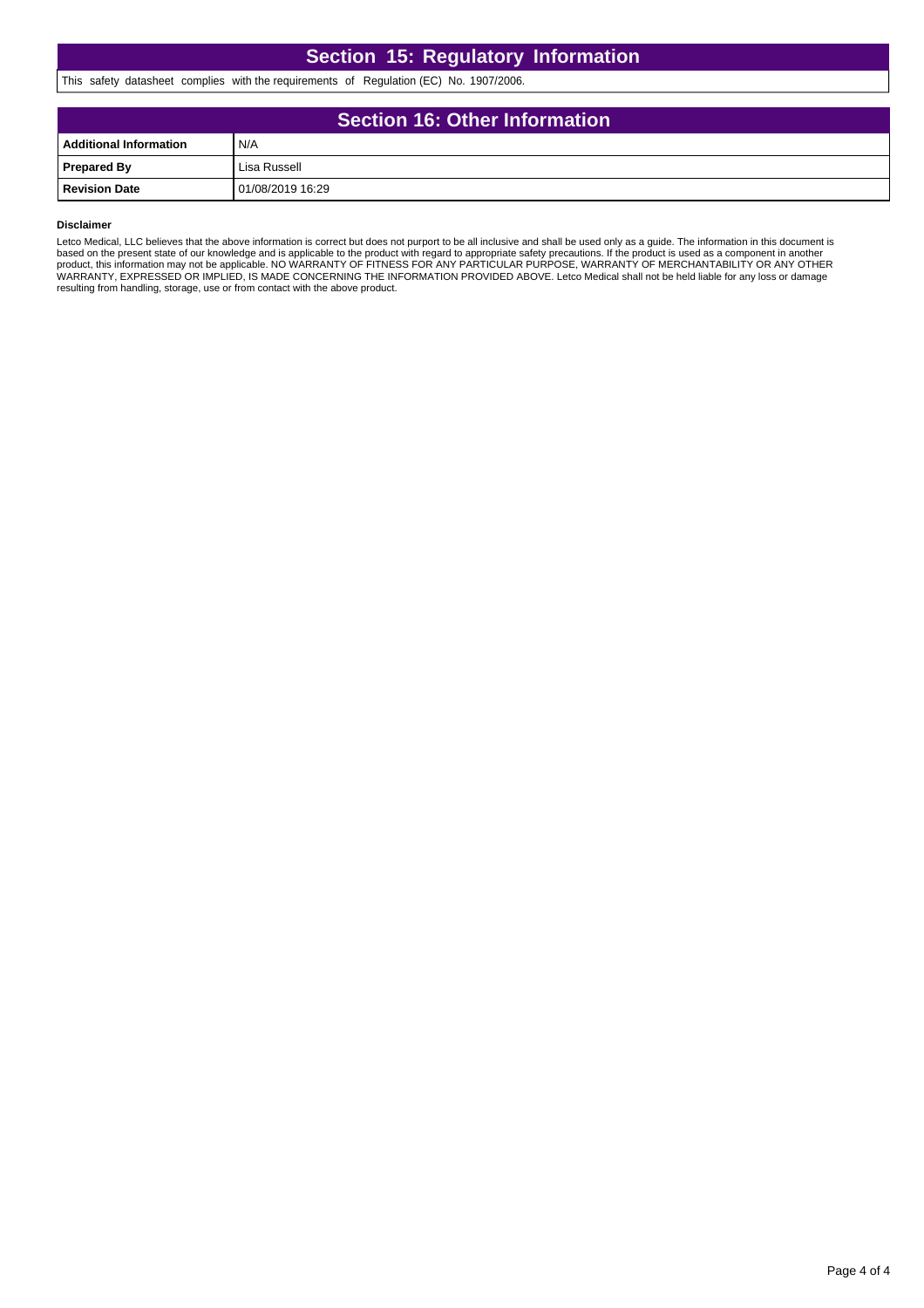## Section 15: Regulatory Information

This safety datasheet complies with the requirements of Regulation (EC) No. 1907/2006.

## Section 16: Other Information

| | |
|---|---|
| **Additional Information** | N/A |
| **Prepared By** | Lisa Russell |
| **Revision Date** | 01/08/2019 16:29 |

**Disclaimer**

Letco Medical, LLC believes that the above information is correct but does not purport to be all inclusive and shall be used only as a guide. The information in this document is based on the present state of our knowledge and is applicable to the product with regard to appropriate safety precautions. If the product is used as a component in another product, this information may not be applicable. NO WARRANTY OF FITNESS FOR ANY PARTICULAR PURPOSE, WARRANTY OF MERCHANTABILITY OR ANY OTHER WARRANTY, EXPRESSED OR IMPLIED, IS MADE CONCERNING THE INFORMATION PROVIDED ABOVE. Letco Medical shall not be held liable for any loss or damage resulting from handling, storage, use or from contact with the above product.